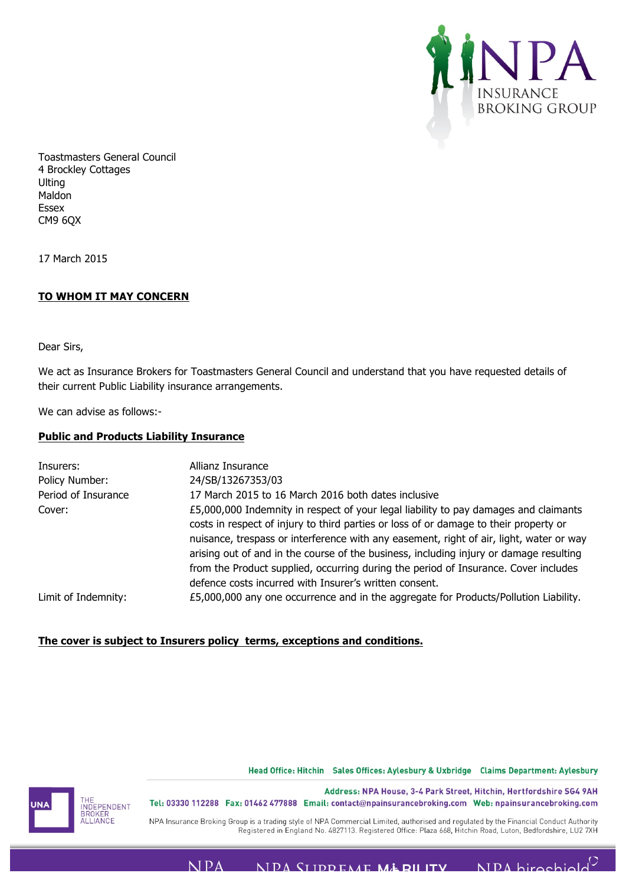Toastmasters General Council
4 Brockley Cottages
Ulting
Maldon
Essex
CM9 6QX

17 March 2015

**TO WHOM IT MAY CONCERN**

Dear Sirs,

We act as Insurance Brokers for Toastmasters General Council and understand that you have requested details of their current Public Liability insurance arrangements.

We can advise as follows:-

**Public and Products Liability Insurance**

| | |
|---|---|
| Insurers: | Allianz Insurance |
| Policy Number: | 24/SB/13267353/03 |
| Period of Insurance | 17 March 2015 to 16 March 2016 both dates inclusive |
| Cover: | £5,000,000 Indemnity in respect of your legal liability to pay damages and claimants costs in respect of injury to third parties or loss of or damage to their property or nuisance, trespass or interference with any easement, right of air, light, water or way arising out of and in the course of the business, including injury or damage resulting from the Product supplied, occurring during the period of Insurance. Cover includes defence costs incurred with Insurer's written consent. |
| Limit of Indemnity: | £5,000,000 any one occurrence and in the aggregate for Products/Pollution Liability. |

**The cover is subject to Insurers policy terms, exceptions and conditions.**

Head Office: Hitchin Sales Offices: Aylesbury & Uxbridge Claims Department: Aylesbury

Address: NPA House, 3-4 Park Street, Hitchin, Hertfordshire SG4 9AH
Tel: 03330 112288 Fax: 01462 477888 Email: contact@npainsurancebroking.com Web: npainsurancebroking.com

NPA Insurance Broking Group is a trading style of NPA Commercial Limited, authorised and regulated by the Financial Conduct Authority
Registered in England No. 4827113. Registered Office: Plaza 668, Hitchin Road, Luton, Bedfordshire, LU2 7XH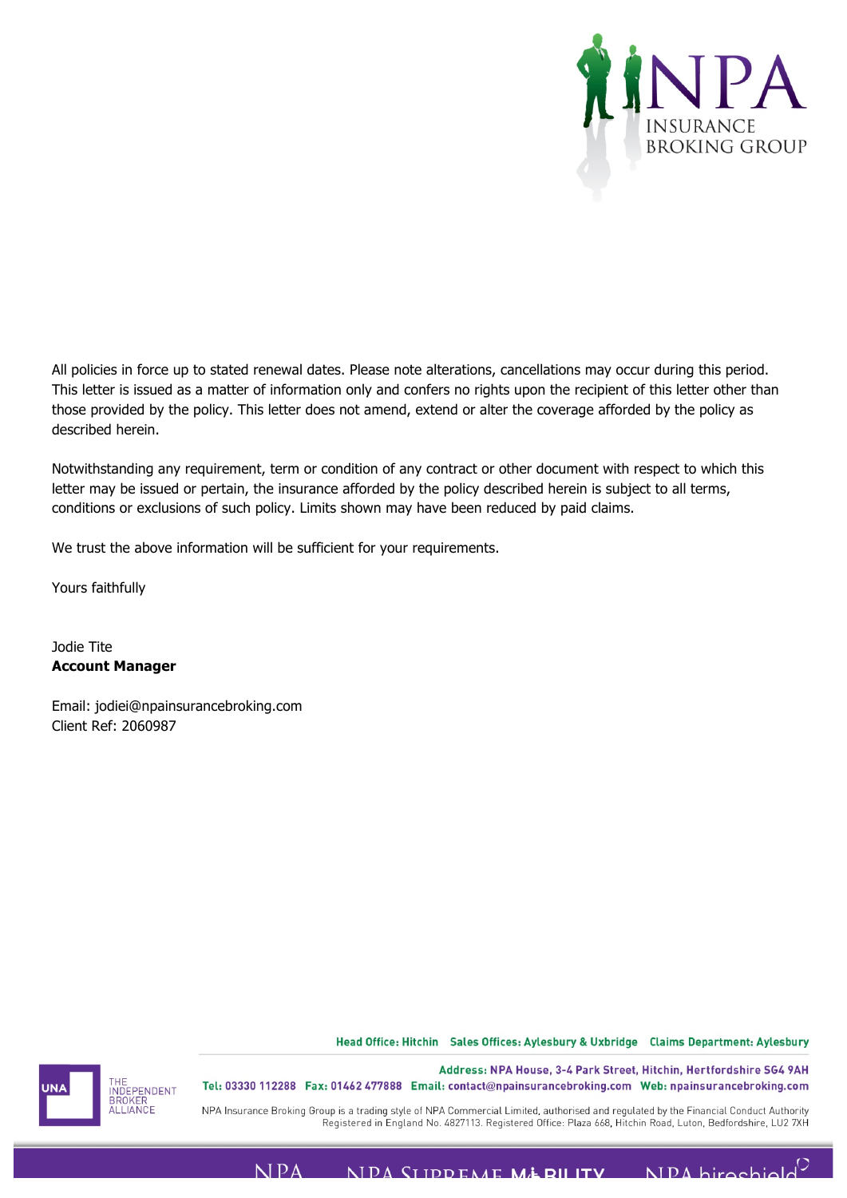All policies in force up to stated renewal dates. Please note alterations, cancellations may occur during this period. This letter is issued as a matter of information only and confers no rights upon the recipient of this letter other than those provided by the policy. This letter does not amend, extend or alter the coverage afforded by the policy as described herein.

Notwithstanding any requirement, term or condition of any contract or other document with respect to which this letter may be issued or pertain, the insurance afforded by the policy described herein is subject to all terms, conditions or exclusions of such policy. Limits shown may have been reduced by paid claims.

We trust the above information will be sufficient for your requirements.

Yours faithfully

Jodie Tite
**Account Manager**

Email: jodiei@npainsurancebroking.com
Client Ref: 2060987

**Head Office: Hitchin   Sales Offices: Aylesbury & Uxbridge   Claims Department: Aylesbury**

**Address: NPA House, 3-4 Park Street, Hitchin, Hertfordshire SG4 9AH**
**Tel: 03330 112288   Fax: 01462 477888   Email: contact@npainsurancebroking.com   Web: npainsurancebroking.com**

NPA Insurance Broking Group is a trading style of NPA Commercial Limited, authorised and regulated by the Financial Conduct Authority
Registered in England No. 4827113. Registered Office: Plaza 668, Hitchin Road, Luton, Bedfordshire, LU2 7XH